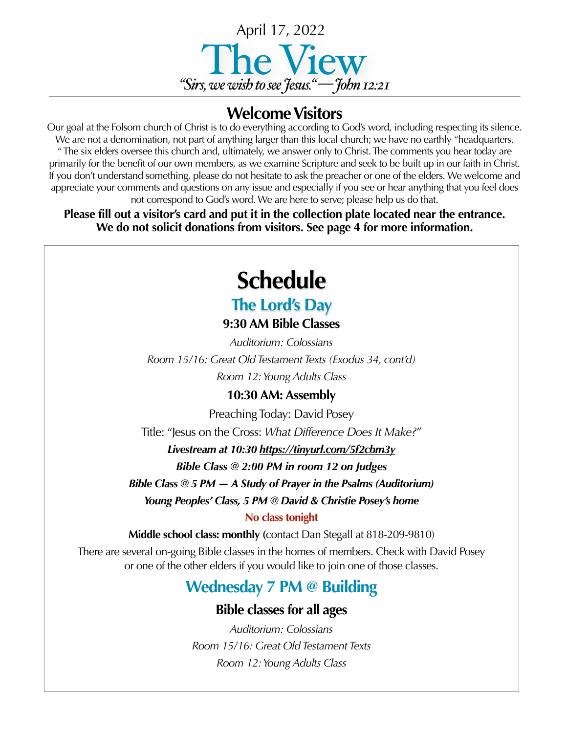April 17, 2022

# The View

*"Sirs, we wish to see Jesus."—John 12:21*

## Welcome Visitors

Our goal at the Folsom church of Christ is to do everything according to God's word, including respecting its silence. We are not a denomination, not part of anything larger than this local church; we have no earthly "headquarters." The six elders oversee this church and, ultimately, we answer only to Christ. The comments you hear today are primarily for the benefit of our own members, as we examine Scripture and seek to be built up in our faith in Christ. If you don't understand something, please do not hesitate to ask the preacher or one of the elders. We welcome and appreciate your comments and questions on any issue and especially if you see or hear anything that you feel does not correspond to God's word. We are here to serve; please help us do that.

**Please fill out a visitor's card and put it in the collection plate located near the entrance. We do not solicit donations from visitors. See page 4 for more information.**

# Schedule

## The Lord's Day

### 9:30 AM Bible Classes

*Auditorium: Colossians*

*Room 15/16: Great Old Testament Texts (Exodus 34, cont'd)*

*Room 12: Young Adults Class*

### 10:30 AM: Assembly

Preaching Today: David Posey

Title: "Jesus on the Cross: *What Difference Does It Make?"*

***Livestream at 10:30 https://tinyurl.com/5f2cbm3y***

***Bible Class @ 2:00 PM in room 12 on Judges***

***Bible Class @ 5 PM — A Study of Prayer in the Psalms (Auditorium)***

***Young Peoples' Class, 5 PM @ David & Christie Posey's home***

**No class tonight**

**Middle school class: monthly (**contact Dan Stegall at 818-209-9810)

There are several on-going Bible classes in the homes of members. Check with David Posey or one of the other elders if you would like to join one of those classes.

## Wednesday 7 PM @ Building

### Bible classes for all ages

*Auditorium: Colossians*

*Room 15/16: Great Old Testament Texts*

*Room 12: Young Adults Class*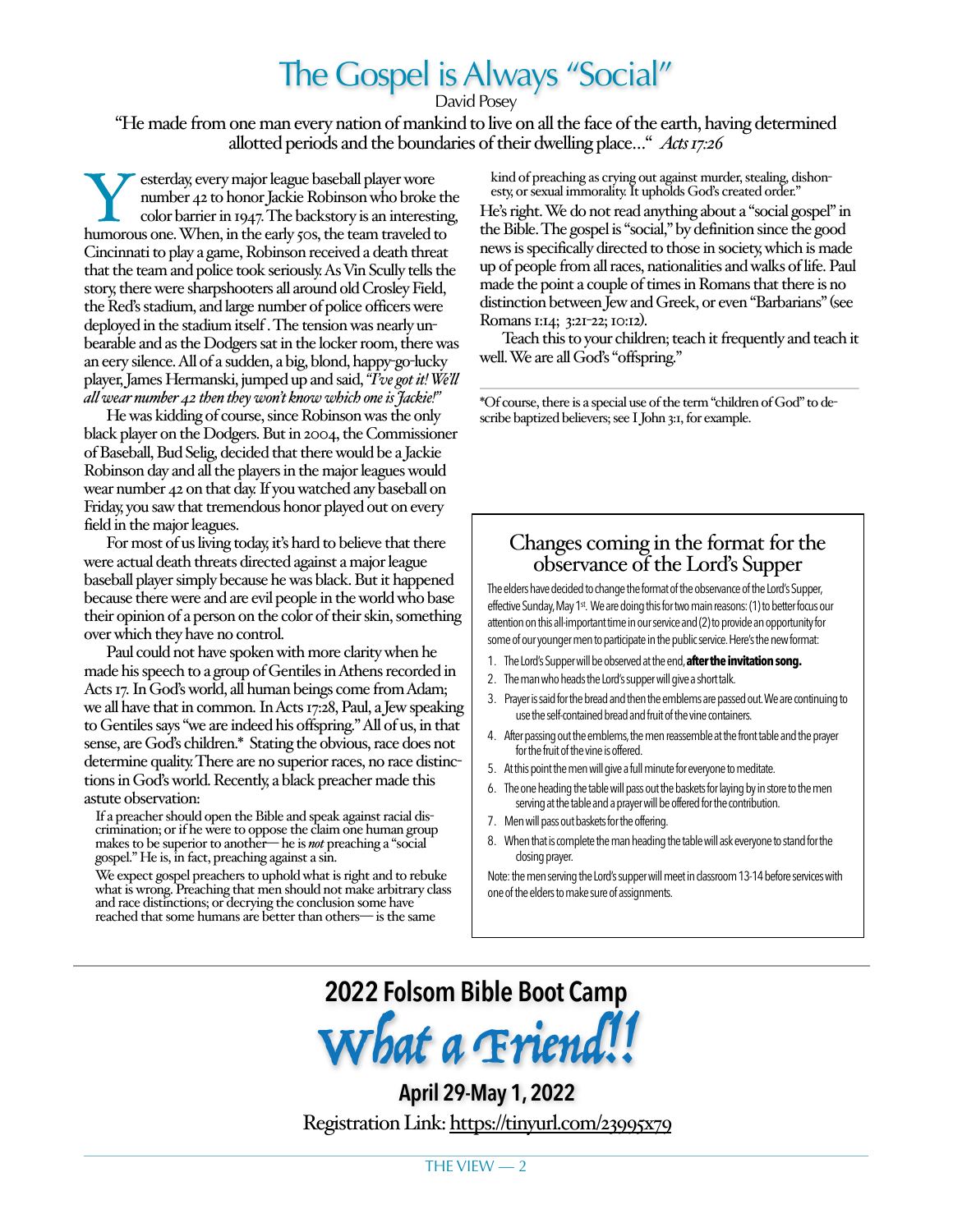# The Gospel is Always "Social"

David Posey

"He made from one man every nation of mankind to live on all the face of the earth, having determined allotted periods and the boundaries of their dwelling place…" *Acts 17:26*

Yesterday, every major league baseball player wore number 42 to honor Jackie Robinson who broke the color barrier in 1947. The backstory is an interesting, humorous one. When, in the early 50s, the team traveled to Cincinnati to play a game, Robinson received a death threat that the team and police took seriously. As Vin Scully tells the story, there were sharpshooters all around old Crosley Field, the Red's stadium, and large number of police officers were deployed in the stadium itself. The tension was nearly unbearable and as the Dodgers sat in the locker room, there was an eery silence. All of a sudden, a big, blond, happy-go-lucky player, James Hermanski, jumped up and said, *"I've got it! We'll all wear number 42 then they won't know which one is Jackie!"*

He was kidding of course, since Robinson was the only black player on the Dodgers. But in 2004, the Commissioner of Baseball, Bud Selig, decided that there would be a Jackie Robinson day and all the players in the major leagues would wear number 42 on that day. If you watched any baseball on Friday, you saw that tremendous honor played out on every field in the major leagues.

For most of us living today, it's hard to believe that there were actual death threats directed against a major league baseball player simply because he was black. But it happened because there were and are evil people in the world who base their opinion of a person on the color of their skin, something over which they have no control.

Paul could not have spoken with more clarity when he made his speech to a group of Gentiles in Athens recorded in Acts 17. In God's world, all human beings come from Adam; we all have that in common. In Acts 17:28, Paul, a Jew speaking to Gentiles says "we are indeed his offspring." All of us, in that sense, are God's children.* Stating the obvious, race does not determine quality. There are no superior races, no race distinctions in God's world. Recently, a black preacher made this astute observation:

> If a preacher should open the Bible and speak against racial discrimination; or if he were to oppose the claim one human group makes to be superior to another— he is *not* preaching a "social gospel." He is, in fact, preaching against a sin.
>
> We expect gospel preachers to uphold what is right and to rebuke what is wrong. Preaching that men should not make arbitrary class and race distinctions; or decrying the conclusion some have reached that some humans are better than others— is the same kind of preaching as crying out against murder, stealing, dishonesty, or sexual immorality. It upholds God's created order."

He's right. We do not read anything about a "social gospel" in the Bible. The gospel is "social," by definition since the good news is specifically directed to those in society, which is made up of people from all races, nationalities and walks of life. Paul made the point a couple of times in Romans that there is no distinction between Jew and Greek, or even "Barbarians" (see Romans 1:14; 3:21-22; 10:12).

Teach this to your children; teach it frequently and teach it well. We are all God's "offspring."

---

*Of course, there is a special use of the term "children of God" to describe baptized believers; see I John 3:1, for example.

## Changes coming in the format for the observance of the Lord's Supper

The elders have decided to change the format of the observance of the Lord's Supper, effective Sunday, May 1st. We are doing this for two main reasons: (1) to better focus our attention on this all-important time in our service and (2) to provide an opportunity for some of our younger men to participate in the public service. Here's the new format:

1. The Lord's Supper will be observed at the end, **after the invitation song.**
2. The man who heads the Lord's supper will give a short talk.
3. Prayer is said for the bread and then the emblems are passed out. We are continuing to use the self-contained bread and fruit of the vine containers.
4. After passing out the emblems, the men reassemble at the front table and the prayer for the fruit of the vine is offered.
5. At this point the men will give a full minute for everyone to meditate.
6. The one heading the table will pass out the baskets for laying by in store to the men serving at the table and a prayer will be offered for the contribution.
7. Men will pass out baskets for the offering.
8. When that is complete the man heading the table will ask everyone to stand for the closing prayer.

Note: the men serving the Lord's supper will meet in classroom 13-14 before services with one of the elders to make sure of assignments.

---

## 2022 Folsom Bible Boot Camp

# *What a Friend!!*

**April 29-May 1, 2022**

Registration Link: https://tinyurl.com/23995x79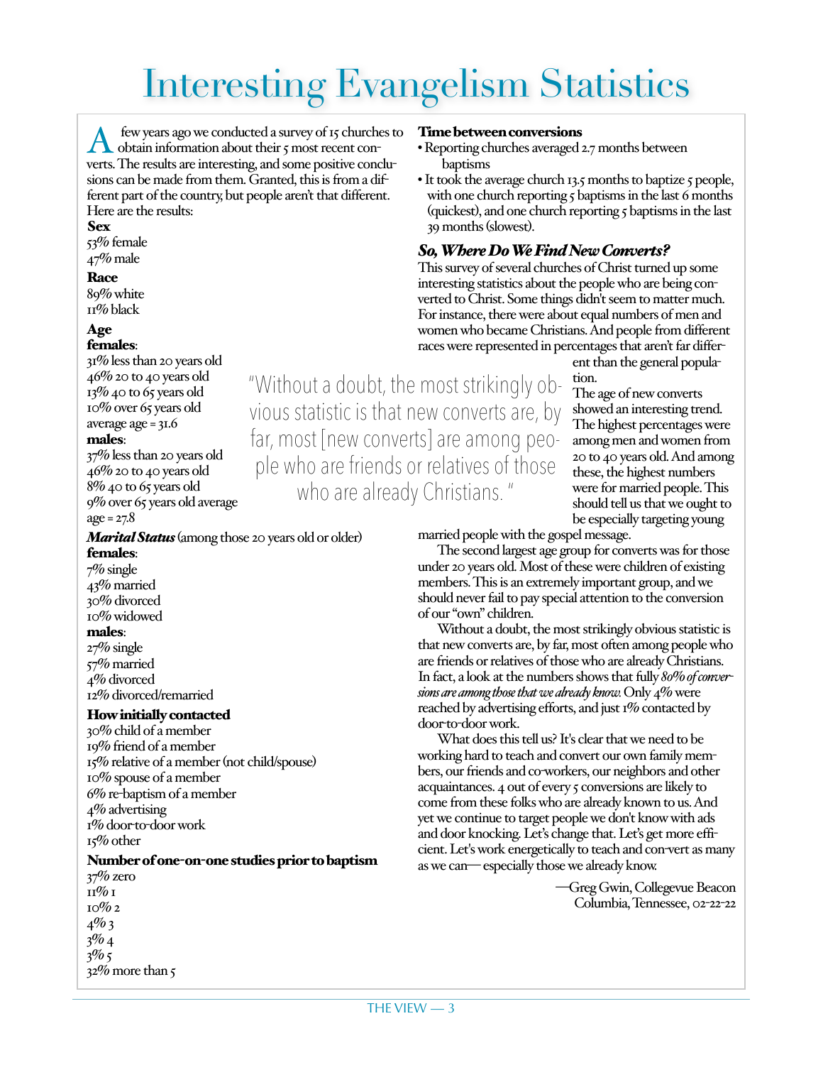# Interesting Evangelism Statistics

A few years ago we conducted a survey of 15 churches to obtain information about their 5 most recent converts. The results are interesting, and some positive conclusions can be made from them. Granted, this is from a different part of the country, but people aren't that different. Here are the results:

**Sex**
53% female
47% male

**Race**
89% white
11% black

**Age**

**females**:
31% less than 20 years old
46% 20 to 40 years old
13% 40 to 65 years old
10% over 65 years old
average age = 31.6

**males**:
37% less than 20 years old
46% 20 to 40 years old
8% 40 to 65 years old
9% over 65 years old average age = 27.8

***Marital Status*** (among those 20 years old or older)

**females**:
7% single
43% married
30% divorced
10% widowed

**males**:
27% single
57% married
4% divorced
12% divorced/remarried

**How initially contacted**
30% child of a member
19% friend of a member
15% relative of a member (not child/spouse)
10% spouse of a member
6% re-baptism of a member
4% advertising
1% door-to-door work
15% other

**Number of one-on-one studies prior to baptism**
37% zero
11% 1
10% 2
4% 3
3% 4
3% 5
32% more than 5

**Time between conversions**

- Reporting churches averaged 2.7 months between baptisms
- It took the average church 13.5 months to baptize 5 people, with one church reporting 5 baptisms in the last 6 months (quickest), and one church reporting 5 baptisms in the last 39 months (slowest).

### *So, Where Do We Find New Converts?*

This survey of several churches of Christ turned up some interesting statistics about the people who are being converted to Christ. Some things didn't seem to matter much. For instance, there were about equal numbers of men and women who became Christians. And people from different races were represented in percentages that aren't far different than the general population.

> "Without a doubt, the most strikingly obvious statistic is that new converts are, by far, most [new converts] are among people who are friends or relatives of those who are already Christians."

The age of new converts showed an interesting trend. The highest percentages were among men and women from 20 to 40 years old. And among these, the highest numbers were for married people. This should tell us that we ought to be especially targeting young married people with the gospel message.

The second largest age group for converts was for those under 20 years old. Most of these were children of existing members. This is an extremely important group, and we should never fail to pay special attention to the conversion of our "own" children.

Without a doubt, the most strikingly obvious statistic is that new converts are, by far, most often among people who are friends or relatives of those who are already Christians. In fact, a look at the numbers shows that fully *80% of conversions are among those that we already know.* Only 4% were reached by advertising efforts, and just 1% contacted by door-to-door work.

What does this tell us? It's clear that we need to be working hard to teach and convert our own family members, our friends and co-workers, our neighbors and other acquaintances. 4 out of every 5 conversions are likely to come from these folks who are already known to us. And yet we continue to target people we don't know with ads and door knocking. Let's change that. Let's get more efficient. Let's work energetically to teach and con-vert as many as we can— especially those we already know.

—Greg Gwin, Collegevue Beacon
Columbia, Tennessee, 02-22-22